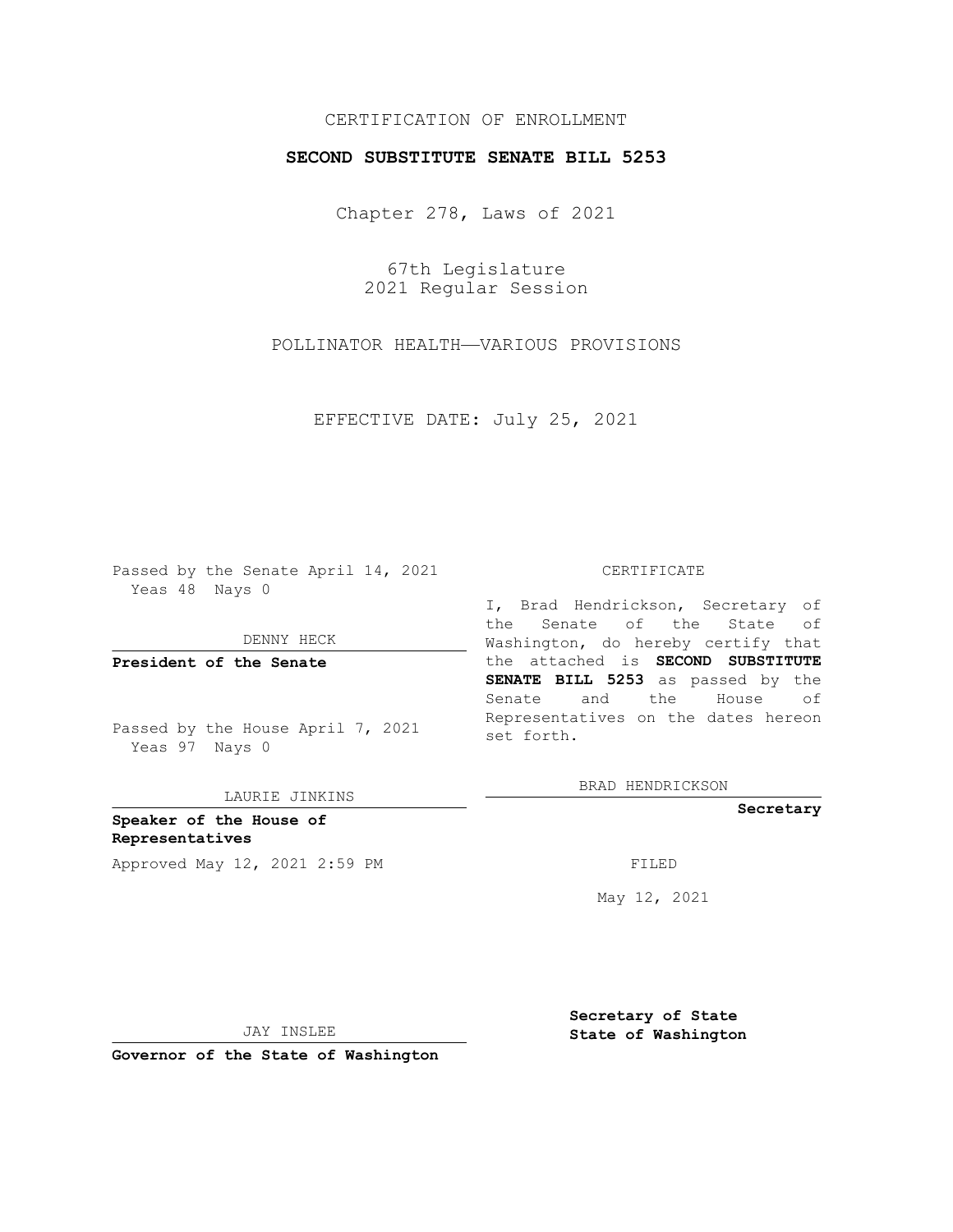CERTIFICATION OF ENROLLMENT

**SECOND SUBSTITUTE SENATE BILL 5253**

Chapter 278, Laws of 2021

67th Legislature
2021 Regular Session

POLLINATOR HEALTH—VARIOUS PROVISIONS

EFFECTIVE DATE: July 25, 2021

Passed by the Senate April 14, 2021
Yeas 48 Nays 0

DENNY HECK

**President of the Senate**

Passed by the House April 7, 2021
Yeas 97 Nays 0

LAURIE JINKINS

**Speaker of the House of Representatives**

Approved May 12, 2021 2:59 PM

JAY INSLEE

**Governor of the State of Washington**

CERTIFICATE

I, Brad Hendrickson, Secretary of the Senate of the State of Washington, do hereby certify that the attached is **SECOND SUBSTITUTE SENATE BILL 5253** as passed by the Senate and the House of Representatives on the dates hereon set forth.

BRAD HENDRICKSON

**Secretary**

FILED

May 12, 2021

**Secretary of State**
**State of Washington**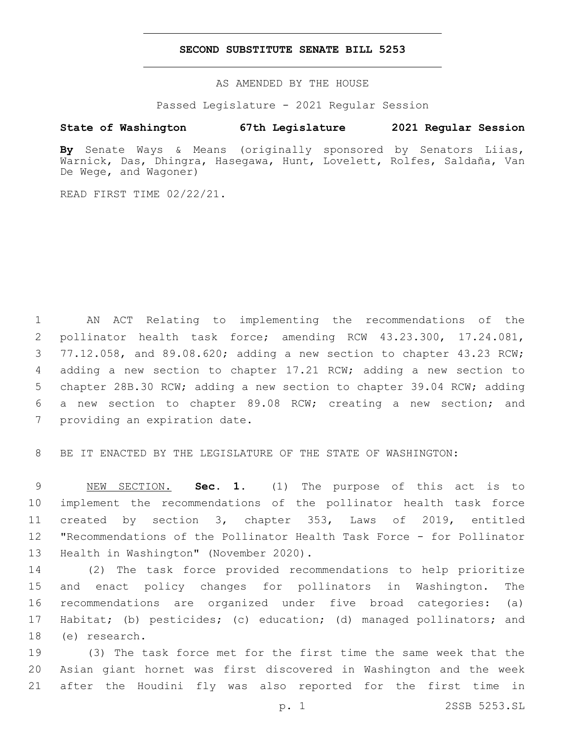# SECOND SUBSTITUTE SENATE BILL 5253

AS AMENDED BY THE HOUSE

Passed Legislature - 2021 Regular Session

**State of Washington 67th Legislature 2021 Regular Session**

**By** Senate Ways & Means (originally sponsored by Senators Liias, Warnick, Das, Dhingra, Hasegawa, Hunt, Lovelett, Rolfes, Saldaña, Van De Wege, and Wagoner)

READ FIRST TIME 02/22/21.

AN ACT Relating to implementing the recommendations of the pollinator health task force; amending RCW 43.23.300, 17.24.081, 77.12.058, and 89.08.620; adding a new section to chapter 43.23 RCW; adding a new section to chapter 17.21 RCW; adding a new section to chapter 28B.30 RCW; adding a new section to chapter 39.04 RCW; adding a new section to chapter 89.08 RCW; creating a new section; and providing an expiration date.

BE IT ENACTED BY THE LEGISLATURE OF THE STATE OF WASHINGTON:

NEW SECTION. **Sec. 1.** (1) The purpose of this act is to implement the recommendations of the pollinator health task force created by section 3, chapter 353, Laws of 2019, entitled "Recommendations of the Pollinator Health Task Force - for Pollinator Health in Washington" (November 2020).

(2) The task force provided recommendations to help prioritize and enact policy changes for pollinators in Washington. The recommendations are organized under five broad categories: (a) Habitat; (b) pesticides; (c) education; (d) managed pollinators; and (e) research.

(3) The task force met for the first time the same week that the Asian giant hornet was first discovered in Washington and the week after the Houdini fly was also reported for the first time in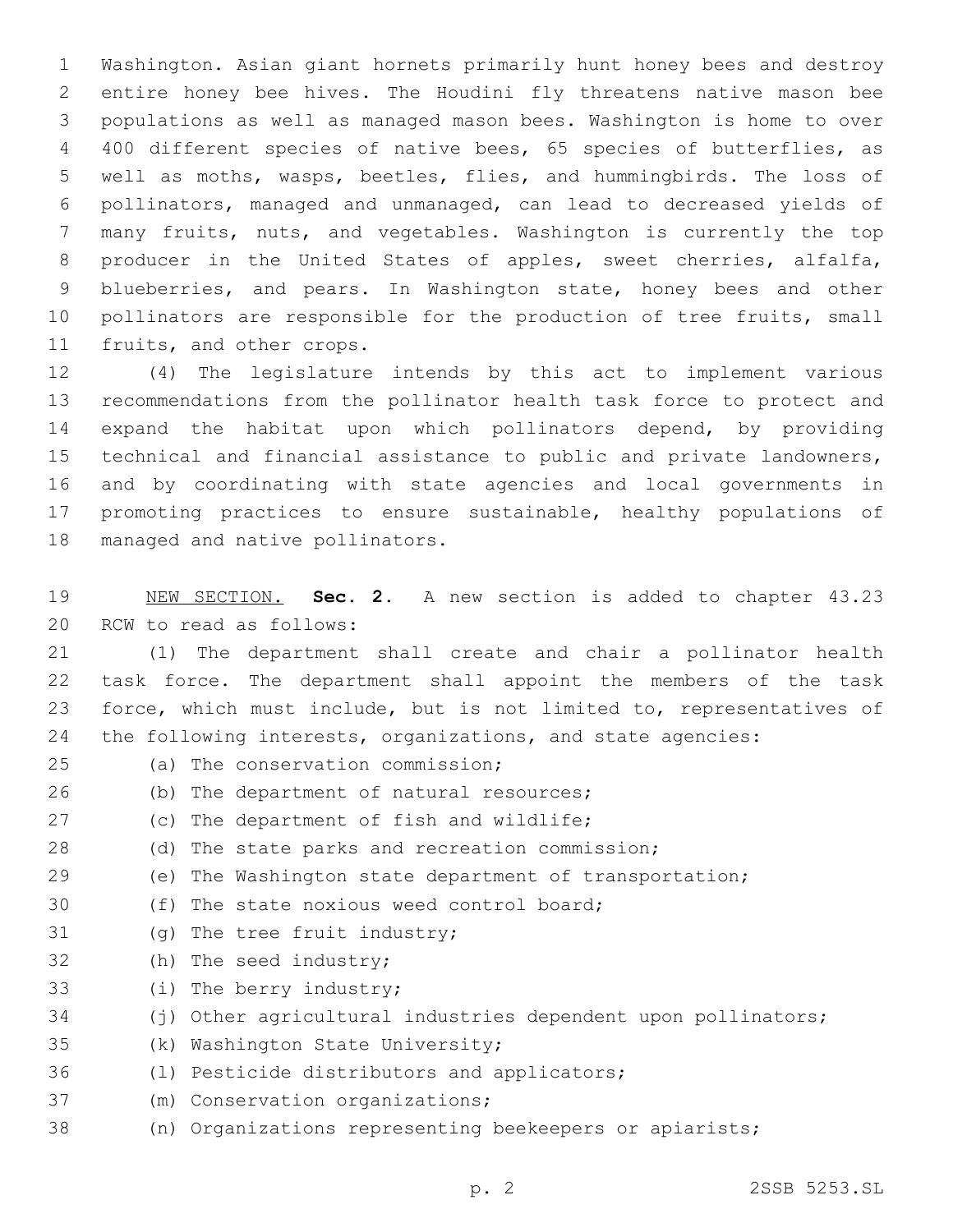Washington. Asian giant hornets primarily hunt honey bees and destroy entire honey bee hives. The Houdini fly threatens native mason bee populations as well as managed mason bees. Washington is home to over 400 different species of native bees, 65 species of butterflies, as well as moths, wasps, beetles, flies, and hummingbirds. The loss of pollinators, managed and unmanaged, can lead to decreased yields of many fruits, nuts, and vegetables. Washington is currently the top producer in the United States of apples, sweet cherries, alfalfa, blueberries, and pears. In Washington state, honey bees and other pollinators are responsible for the production of tree fruits, small fruits, and other crops.

(4) The legislature intends by this act to implement various recommendations from the pollinator health task force to protect and expand the habitat upon which pollinators depend, by providing technical and financial assistance to public and private landowners, and by coordinating with state agencies and local governments in promoting practices to ensure sustainable, healthy populations of managed and native pollinators.

NEW SECTION. **Sec. 2.** A new section is added to chapter 43.23 RCW to read as follows:

(1) The department shall create and chair a pollinator health task force. The department shall appoint the members of the task force, which must include, but is not limited to, representatives of the following interests, organizations, and state agencies:

(a) The conservation commission;

(b) The department of natural resources;

(c) The department of fish and wildlife;

(d) The state parks and recreation commission;

(e) The Washington state department of transportation;

(f) The state noxious weed control board;

(g) The tree fruit industry;

(h) The seed industry;

(i) The berry industry;

(j) Other agricultural industries dependent upon pollinators;

(k) Washington State University;

(l) Pesticide distributors and applicators;

(m) Conservation organizations;

(n) Organizations representing beekeepers or apiarists;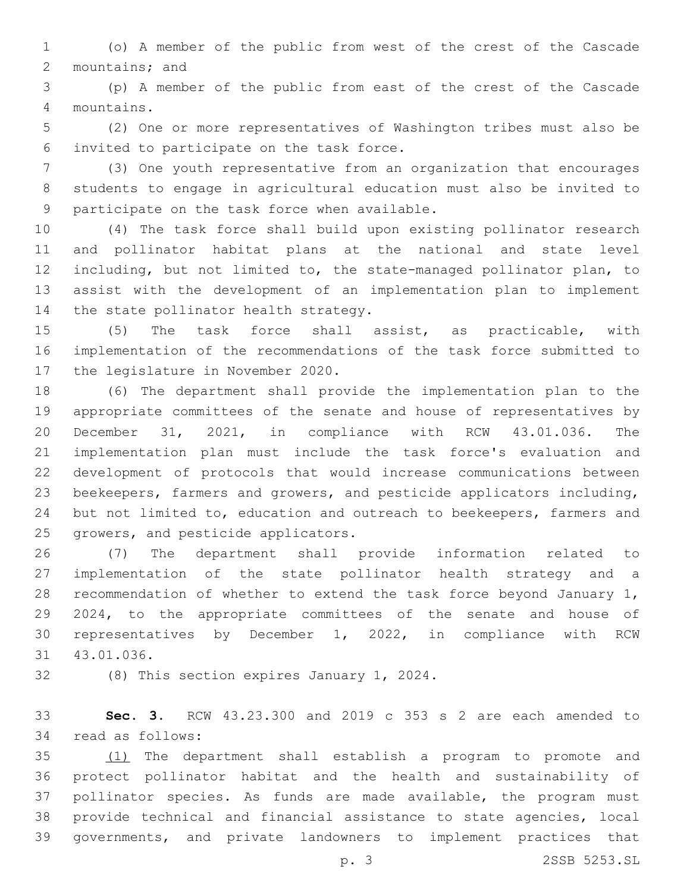(o) A member of the public from west of the crest of the Cascade mountains; and

(p) A member of the public from east of the crest of the Cascade mountains.

(2) One or more representatives of Washington tribes must also be invited to participate on the task force.

(3) One youth representative from an organization that encourages students to engage in agricultural education must also be invited to participate on the task force when available.

(4) The task force shall build upon existing pollinator research and pollinator habitat plans at the national and state level including, but not limited to, the state-managed pollinator plan, to assist with the development of an implementation plan to implement the state pollinator health strategy.

(5) The task force shall assist, as practicable, with implementation of the recommendations of the task force submitted to the legislature in November 2020.

(6) The department shall provide the implementation plan to the appropriate committees of the senate and house of representatives by December 31, 2021, in compliance with RCW 43.01.036. The implementation plan must include the task force's evaluation and development of protocols that would increase communications between beekeepers, farmers and growers, and pesticide applicators including, but not limited to, education and outreach to beekeepers, farmers and growers, and pesticide applicators.

(7) The department shall provide information related to implementation of the state pollinator health strategy and a recommendation of whether to extend the task force beyond January 1, 2024, to the appropriate committees of the senate and house of representatives by December 1, 2022, in compliance with RCW 43.01.036.

(8) This section expires January 1, 2024.

**Sec. 3.** RCW 43.23.300 and 2019 c 353 s 2 are each amended to read as follows:

(1) The department shall establish a program to promote and protect pollinator habitat and the health and sustainability of pollinator species. As funds are made available, the program must provide technical and financial assistance to state agencies, local governments, and private landowners to implement practices that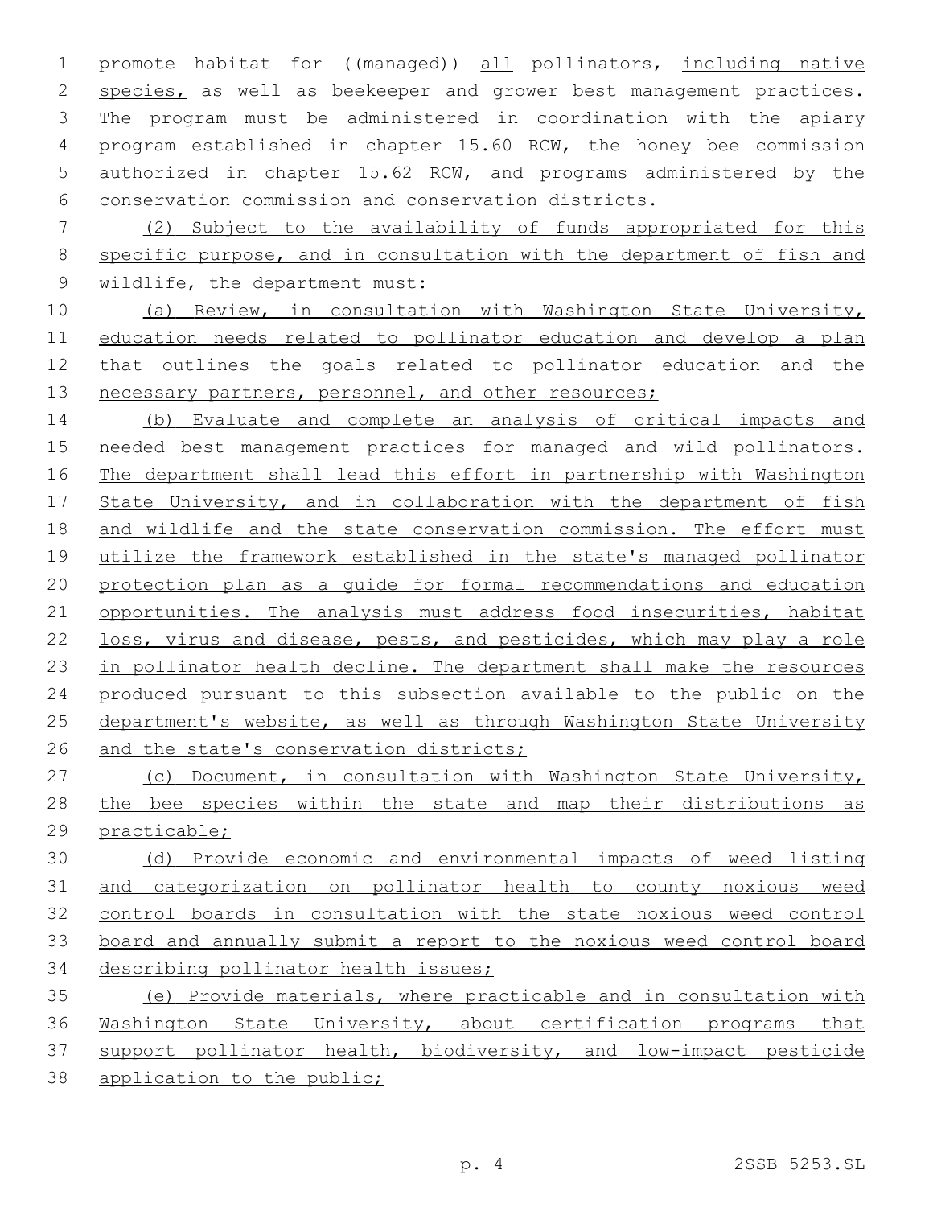promote habitat for ((~~managed~~)) all pollinators, including native species, as well as beekeeper and grower best management practices. The program must be administered in coordination with the apiary program established in chapter 15.60 RCW, the honey bee commission authorized in chapter 15.62 RCW, and programs administered by the conservation commission and conservation districts.

(2) Subject to the availability of funds appropriated for this specific purpose, and in consultation with the department of fish and wildlife, the department must:

(a) Review, in consultation with Washington State University, education needs related to pollinator education and develop a plan that outlines the goals related to pollinator education and the necessary partners, personnel, and other resources;

(b) Evaluate and complete an analysis of critical impacts and needed best management practices for managed and wild pollinators. The department shall lead this effort in partnership with Washington State University, and in collaboration with the department of fish and wildlife and the state conservation commission. The effort must utilize the framework established in the state's managed pollinator protection plan as a guide for formal recommendations and education opportunities. The analysis must address food insecurities, habitat loss, virus and disease, pests, and pesticides, which may play a role in pollinator health decline. The department shall make the resources produced pursuant to this subsection available to the public on the department's website, as well as through Washington State University and the state's conservation districts;

(c) Document, in consultation with Washington State University, the bee species within the state and map their distributions as practicable;

(d) Provide economic and environmental impacts of weed listing and categorization on pollinator health to county noxious weed control boards in consultation with the state noxious weed control board and annually submit a report to the noxious weed control board describing pollinator health issues;

(e) Provide materials, where practicable and in consultation with Washington State University, about certification programs that support pollinator health, biodiversity, and low-impact pesticide application to the public;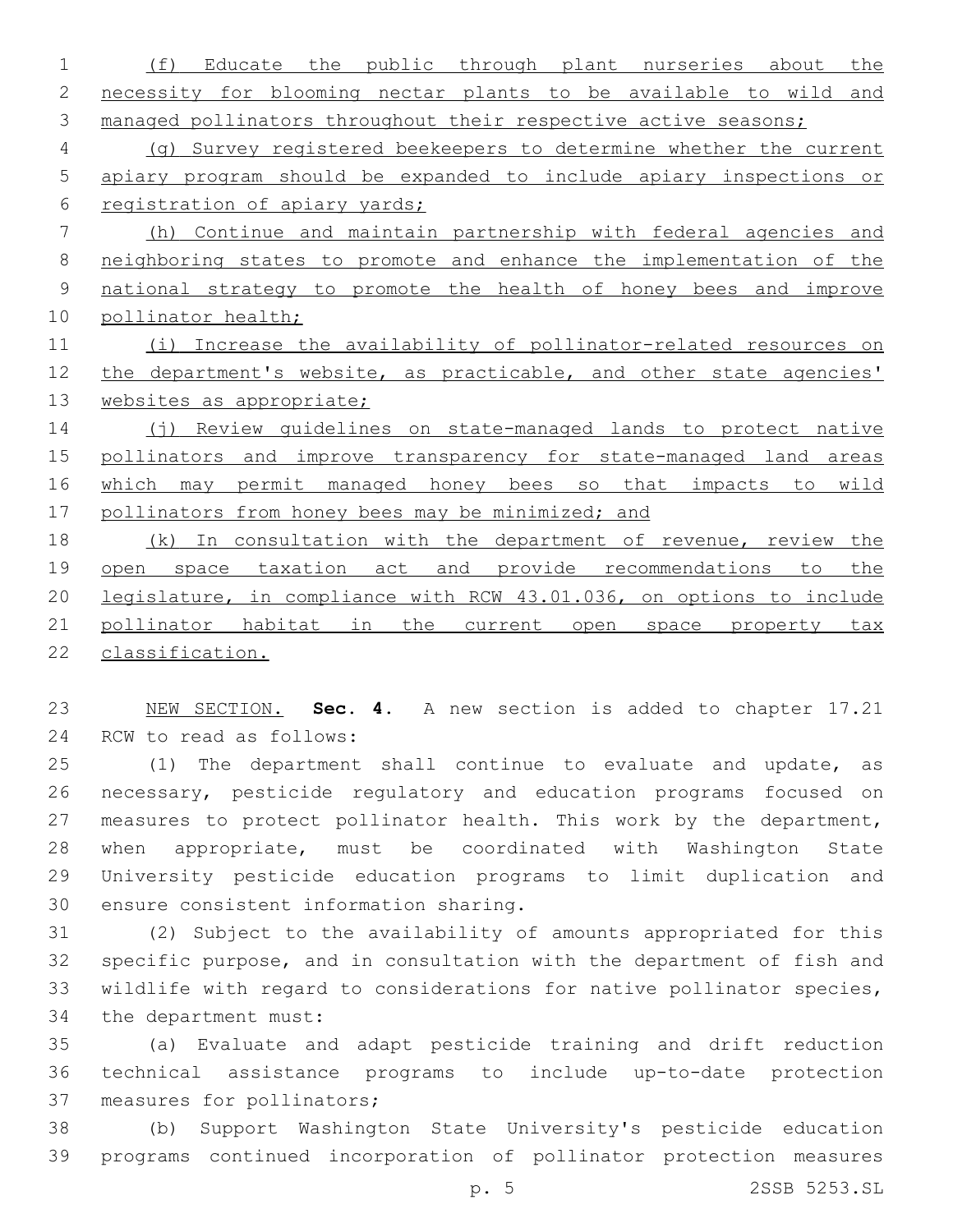(f) Educate the public through plant nurseries about the necessity for blooming nectar plants to be available to wild and managed pollinators throughout their respective active seasons;

(g) Survey registered beekeepers to determine whether the current apiary program should be expanded to include apiary inspections or registration of apiary yards;

(h) Continue and maintain partnership with federal agencies and neighboring states to promote and enhance the implementation of the national strategy to promote the health of honey bees and improve pollinator health;

(i) Increase the availability of pollinator-related resources on the department's website, as practicable, and other state agencies' websites as appropriate;

(j) Review guidelines on state-managed lands to protect native pollinators and improve transparency for state-managed land areas which may permit managed honey bees so that impacts to wild pollinators from honey bees may be minimized; and

(k) In consultation with the department of revenue, review the open space taxation act and provide recommendations to the legislature, in compliance with RCW 43.01.036, on options to include pollinator habitat in the current open space property tax classification.

NEW SECTION. **Sec. 4.** A new section is added to chapter 17.21 RCW to read as follows:

(1) The department shall continue to evaluate and update, as necessary, pesticide regulatory and education programs focused on measures to protect pollinator health. This work by the department, when appropriate, must be coordinated with Washington State University pesticide education programs to limit duplication and ensure consistent information sharing.

(2) Subject to the availability of amounts appropriated for this specific purpose, and in consultation with the department of fish and wildlife with regard to considerations for native pollinator species, the department must:

(a) Evaluate and adapt pesticide training and drift reduction technical assistance programs to include up-to-date protection measures for pollinators;

(b) Support Washington State University's pesticide education programs continued incorporation of pollinator protection measures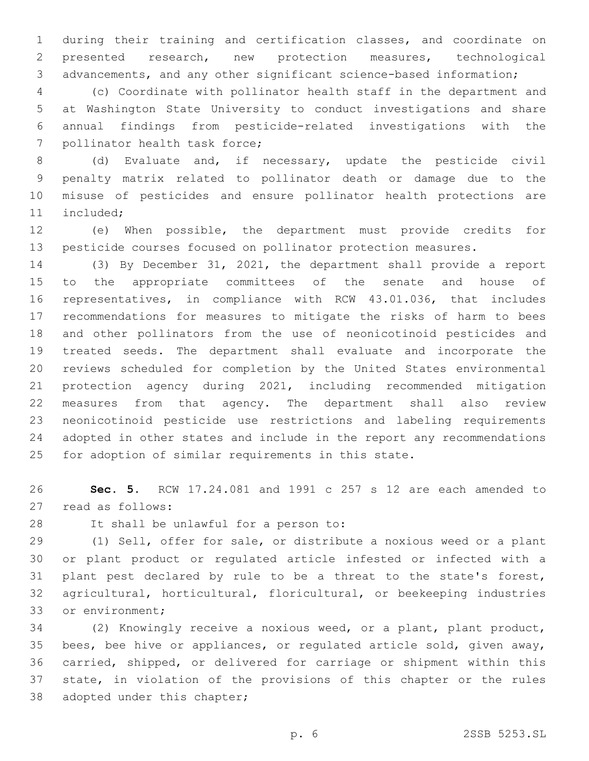during their training and certification classes, and coordinate on presented research, new protection measures, technological advancements, and any other significant science-based information;

(c) Coordinate with pollinator health staff in the department and at Washington State University to conduct investigations and share annual findings from pesticide-related investigations with the pollinator health task force;

(d) Evaluate and, if necessary, update the pesticide civil penalty matrix related to pollinator death or damage due to the misuse of pesticides and ensure pollinator health protections are included;

(e) When possible, the department must provide credits for pesticide courses focused on pollinator protection measures.

(3) By December 31, 2021, the department shall provide a report to the appropriate committees of the senate and house of representatives, in compliance with RCW 43.01.036, that includes recommendations for measures to mitigate the risks of harm to bees and other pollinators from the use of neonicotinoid pesticides and treated seeds. The department shall evaluate and incorporate the reviews scheduled for completion by the United States environmental protection agency during 2021, including recommended mitigation measures from that agency. The department shall also review neonicotinoid pesticide use restrictions and labeling requirements adopted in other states and include in the report any recommendations for adoption of similar requirements in this state.

**Sec. 5.** RCW 17.24.081 and 1991 c 257 s 12 are each amended to read as follows:

It shall be unlawful for a person to:

(1) Sell, offer for sale, or distribute a noxious weed or a plant or plant product or regulated article infested or infected with a plant pest declared by rule to be a threat to the state's forest, agricultural, horticultural, floricultural, or beekeeping industries or environment;

(2) Knowingly receive a noxious weed, or a plant, plant product, bees, bee hive or appliances, or regulated article sold, given away, carried, shipped, or delivered for carriage or shipment within this state, in violation of the provisions of this chapter or the rules adopted under this chapter;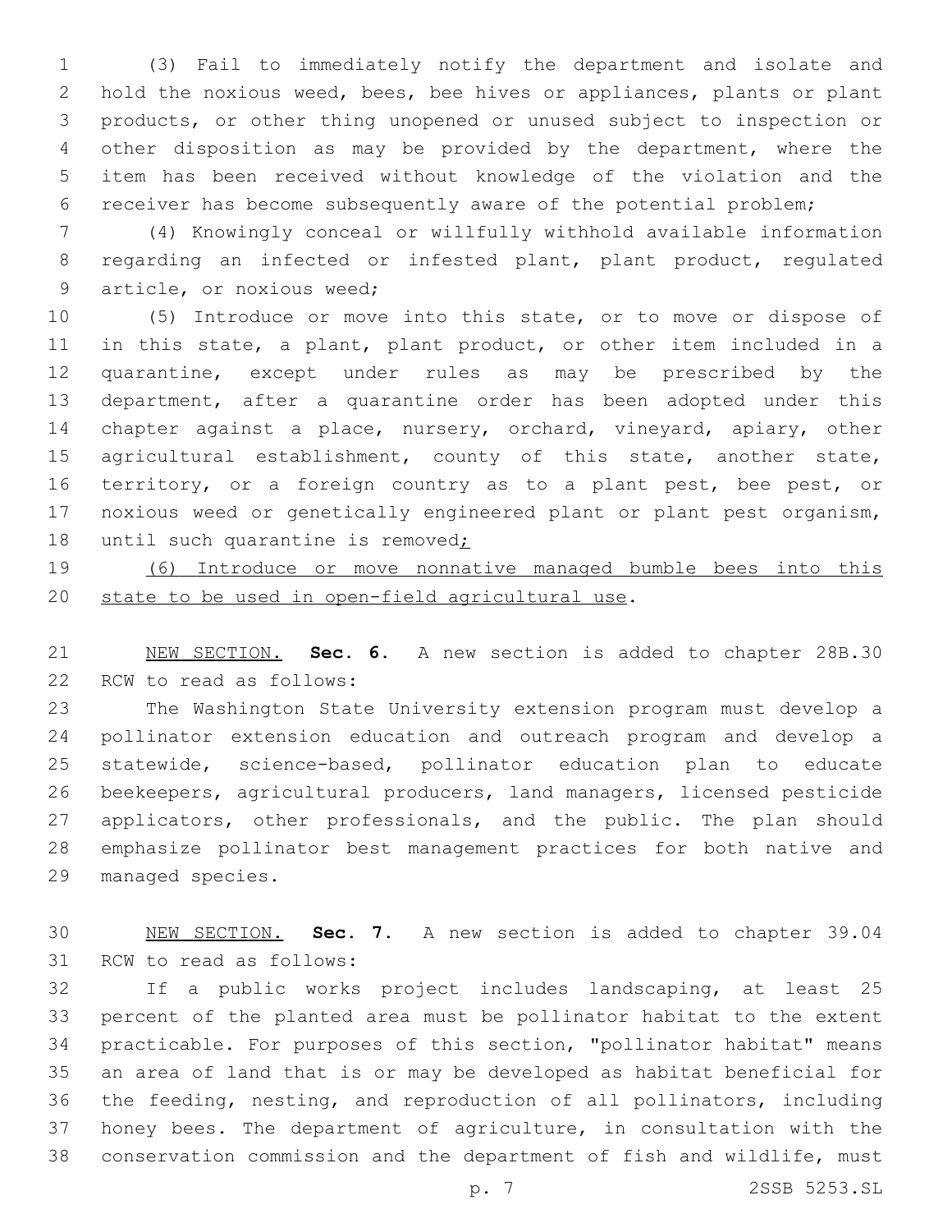(3) Fail to immediately notify the department and isolate and hold the noxious weed, bees, bee hives or appliances, plants or plant products, or other thing unopened or unused subject to inspection or other disposition as may be provided by the department, where the item has been received without knowledge of the violation and the receiver has become subsequently aware of the potential problem;

(4) Knowingly conceal or willfully withhold available information regarding an infected or infested plant, plant product, regulated article, or noxious weed;

(5) Introduce or move into this state, or to move or dispose of in this state, a plant, plant product, or other item included in a quarantine, except under rules as may be prescribed by the department, after a quarantine order has been adopted under this chapter against a place, nursery, orchard, vineyard, apiary, other agricultural establishment, county of this state, another state, territory, or a foreign country as to a plant pest, bee pest, or noxious weed or genetically engineered plant or plant pest organism, until such quarantine is removed;

(6) Introduce or move nonnative managed bumble bees into this state to be used in open-field agricultural use.

NEW SECTION. **Sec. 6.** A new section is added to chapter 28B.30 RCW to read as follows:

The Washington State University extension program must develop a pollinator extension education and outreach program and develop a statewide, science-based, pollinator education plan to educate beekeepers, agricultural producers, land managers, licensed pesticide applicators, other professionals, and the public. The plan should emphasize pollinator best management practices for both native and managed species.

NEW SECTION. **Sec. 7.** A new section is added to chapter 39.04 RCW to read as follows:

If a public works project includes landscaping, at least 25 percent of the planted area must be pollinator habitat to the extent practicable. For purposes of this section, "pollinator habitat" means an area of land that is or may be developed as habitat beneficial for the feeding, nesting, and reproduction of all pollinators, including honey bees. The department of agriculture, in consultation with the conservation commission and the department of fish and wildlife, must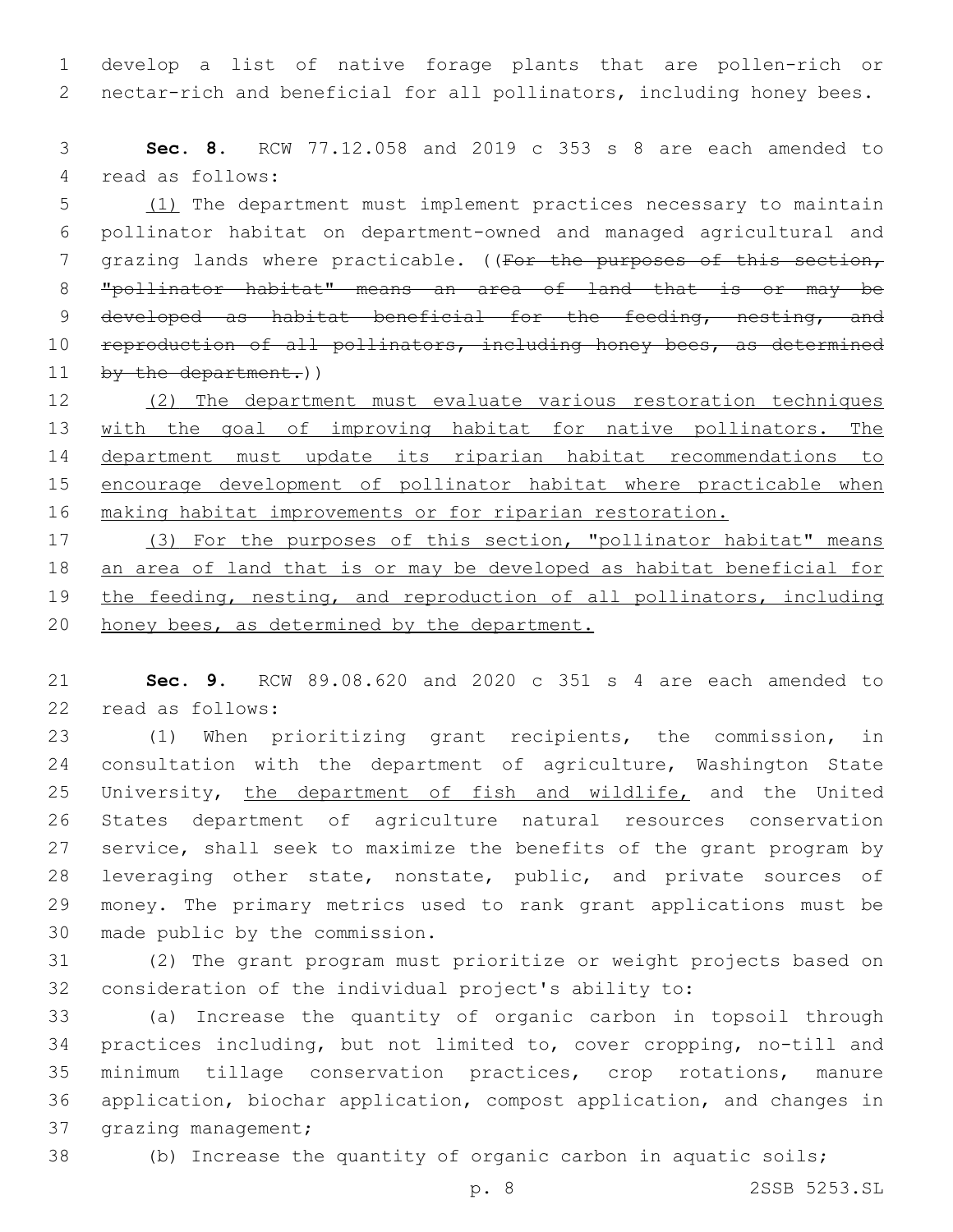develop a list of native forage plants that are pollen-rich or nectar-rich and beneficial for all pollinators, including honey bees.

**Sec. 8.** RCW 77.12.058 and 2019 c 353 s 8 are each amended to read as follows:

(1) The department must implement practices necessary to maintain pollinator habitat on department-owned and managed agricultural and grazing lands where practicable. ((~~For the purposes of this section, "pollinator habitat" means an area of land that is or may be developed as habitat beneficial for the feeding, nesting, and reproduction of all pollinators, including honey bees, as determined by the department.~~))

(2) The department must evaluate various restoration techniques with the goal of improving habitat for native pollinators. The department must update its riparian habitat recommendations to encourage development of pollinator habitat where practicable when making habitat improvements or for riparian restoration.

(3) For the purposes of this section, "pollinator habitat" means an area of land that is or may be developed as habitat beneficial for the feeding, nesting, and reproduction of all pollinators, including honey bees, as determined by the department.

**Sec. 9.** RCW 89.08.620 and 2020 c 351 s 4 are each amended to read as follows:

(1) When prioritizing grant recipients, the commission, in consultation with the department of agriculture, Washington State University, the department of fish and wildlife, and the United States department of agriculture natural resources conservation service, shall seek to maximize the benefits of the grant program by leveraging other state, nonstate, public, and private sources of money. The primary metrics used to rank grant applications must be made public by the commission.

(2) The grant program must prioritize or weight projects based on consideration of the individual project's ability to:

(a) Increase the quantity of organic carbon in topsoil through practices including, but not limited to, cover cropping, no-till and minimum tillage conservation practices, crop rotations, manure application, biochar application, compost application, and changes in grazing management;

(b) Increase the quantity of organic carbon in aquatic soils;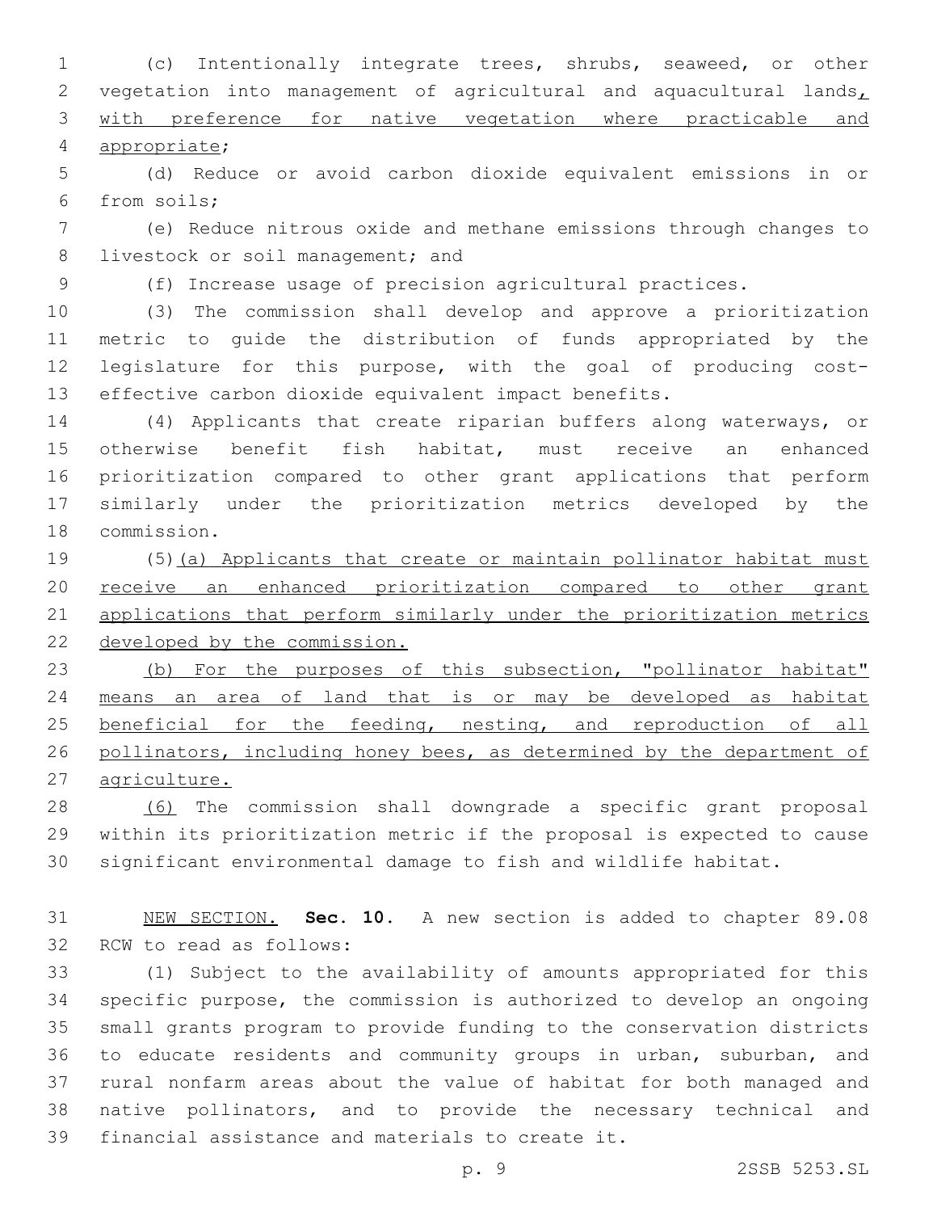(c) Intentionally integrate trees, shrubs, seaweed, or other vegetation into management of agricultural and aquacultural lands, with preference for native vegetation where practicable and appropriate;

(d) Reduce or avoid carbon dioxide equivalent emissions in or from soils;

(e) Reduce nitrous oxide and methane emissions through changes to livestock or soil management; and

(f) Increase usage of precision agricultural practices.

(3) The commission shall develop and approve a prioritization metric to guide the distribution of funds appropriated by the legislature for this purpose, with the goal of producing cost-effective carbon dioxide equivalent impact benefits.

(4) Applicants that create riparian buffers along waterways, or otherwise benefit fish habitat, must receive an enhanced prioritization compared to other grant applications that perform similarly under the prioritization metrics developed by the commission.

(5)(a) Applicants that create or maintain pollinator habitat must receive an enhanced prioritization compared to other grant applications that perform similarly under the prioritization metrics developed by the commission.

(b) For the purposes of this subsection, "pollinator habitat" means an area of land that is or may be developed as habitat beneficial for the feeding, nesting, and reproduction of all pollinators, including honey bees, as determined by the department of agriculture.

(6) The commission shall downgrade a specific grant proposal within its prioritization metric if the proposal is expected to cause significant environmental damage to fish and wildlife habitat.

NEW SECTION. **Sec. 10.** A new section is added to chapter 89.08 RCW to read as follows:

(1) Subject to the availability of amounts appropriated for this specific purpose, the commission is authorized to develop an ongoing small grants program to provide funding to the conservation districts to educate residents and community groups in urban, suburban, and rural nonfarm areas about the value of habitat for both managed and native pollinators, and to provide the necessary technical and financial assistance and materials to create it.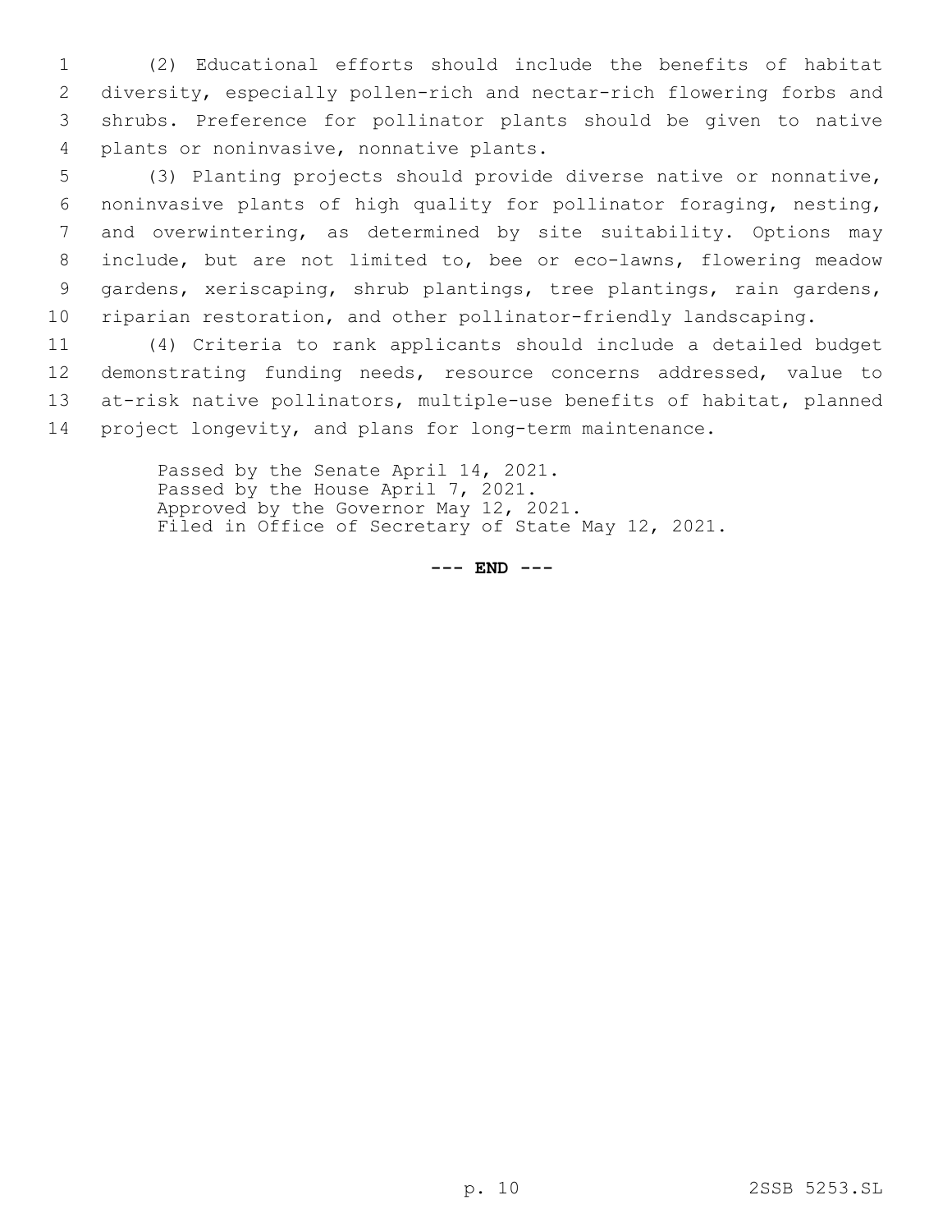(2) Educational efforts should include the benefits of habitat diversity, especially pollen-rich and nectar-rich flowering forbs and shrubs. Preference for pollinator plants should be given to native plants or noninvasive, nonnative plants.

(3) Planting projects should provide diverse native or nonnative, noninvasive plants of high quality for pollinator foraging, nesting, and overwintering, as determined by site suitability. Options may include, but are not limited to, bee or eco-lawns, flowering meadow gardens, xeriscaping, shrub plantings, tree plantings, rain gardens, riparian restoration, and other pollinator-friendly landscaping.

(4) Criteria to rank applicants should include a detailed budget demonstrating funding needs, resource concerns addressed, value to at-risk native pollinators, multiple-use benefits of habitat, planned project longevity, and plans for long-term maintenance.

Passed by the Senate April 14, 2021.
Passed by the House April 7, 2021.
Approved by the Governor May 12, 2021.
Filed in Office of Secretary of State May 12, 2021.

**--- END ---**